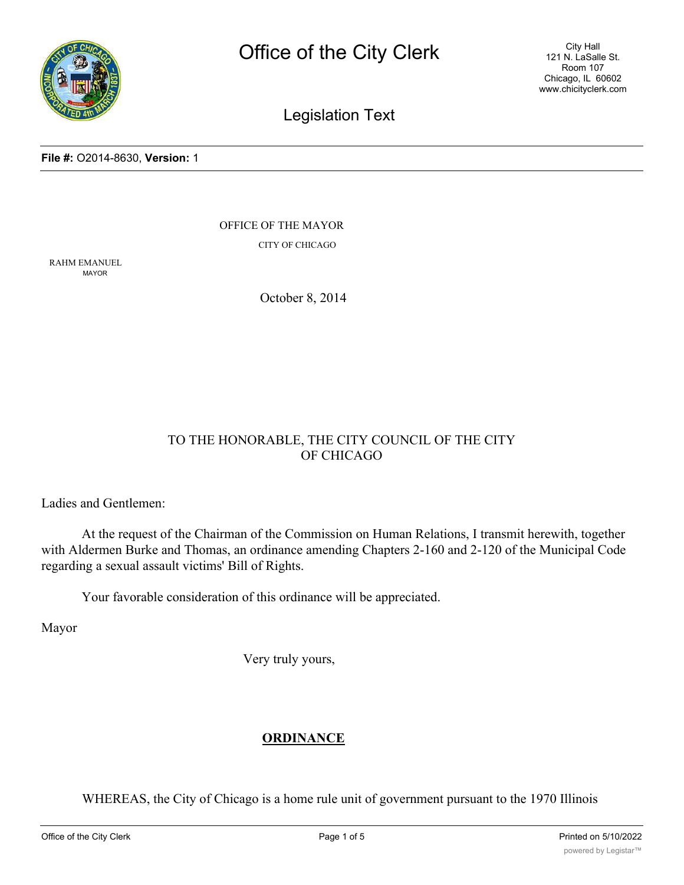# Office of the City Clerk

City Hall
121 N. LaSalle St.
Room 107
Chicago, IL 60602
www.chicityclerk.com

## Legislation Text

**File #:** O2014-8630, **Version:** 1

OFFICE OF THE MAYOR

CITY OF CHICAGO

RAHM EMANUEL
MAYOR

October 8, 2014

TO THE HONORABLE, THE CITY COUNCIL OF THE CITY OF CHICAGO

Ladies and Gentlemen:

At the request of the Chairman of the Commission on Human Relations, I transmit herewith, together with Aldermen Burke and Thomas, an ordinance amending Chapters 2-160 and 2-120 of the Municipal Code regarding a sexual assault victims' Bill of Rights.

Your favorable consideration of this ordinance will be appreciated.

Mayor

Very truly yours,

**ORDINANCE**

WHEREAS, the City of Chicago is a home rule unit of government pursuant to the 1970 Illinois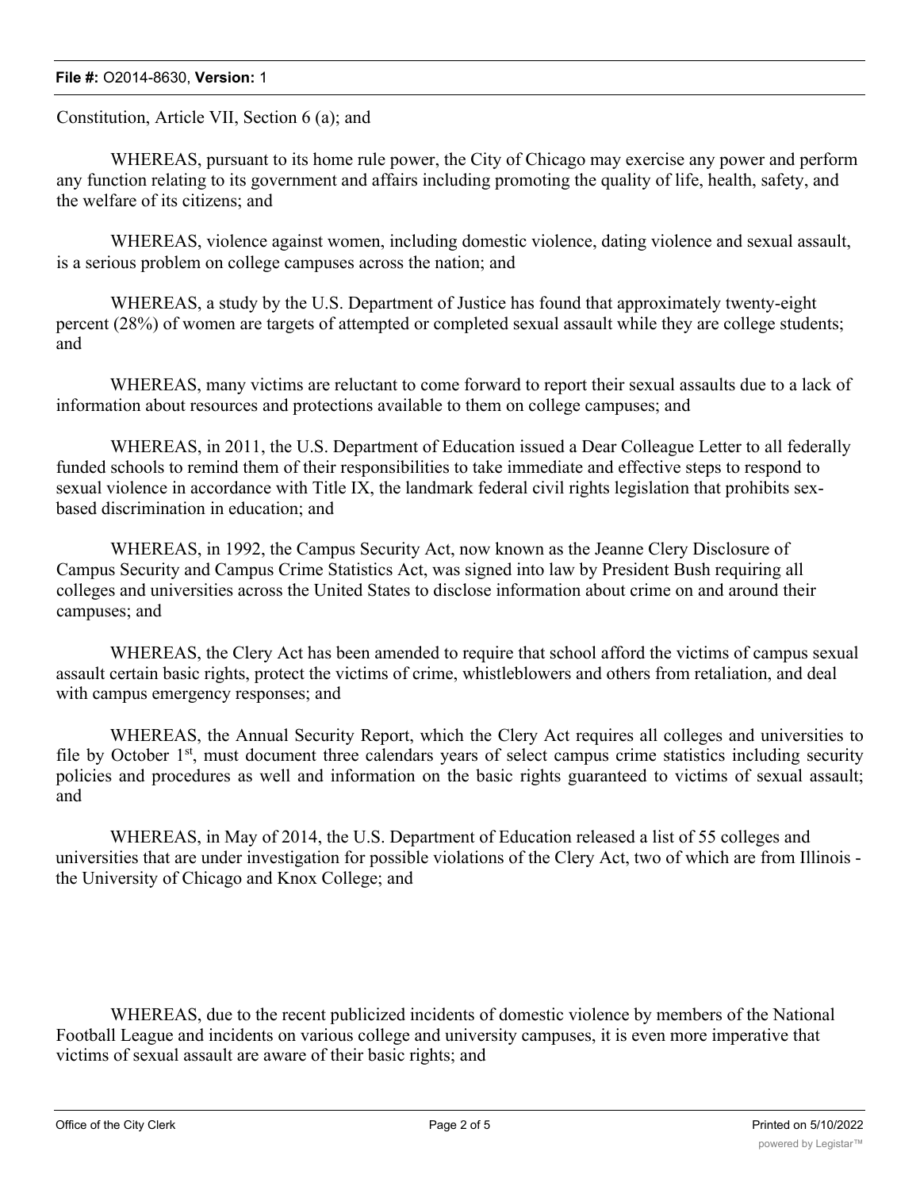Constitution, Article VII, Section 6 (a); and

WHEREAS, pursuant to its home rule power, the City of Chicago may exercise any power and perform any function relating to its government and affairs including promoting the quality of life, health, safety, and the welfare of its citizens; and

WHEREAS, violence against women, including domestic violence, dating violence and sexual assault, is a serious problem on college campuses across the nation; and

WHEREAS, a study by the U.S. Department of Justice has found that approximately twenty-eight percent (28%) of women are targets of attempted or completed sexual assault while they are college students; and

WHEREAS, many victims are reluctant to come forward to report their sexual assaults due to a lack of information about resources and protections available to them on college campuses; and

WHEREAS, in 2011, the U.S. Department of Education issued a Dear Colleague Letter to all federally funded schools to remind them of their responsibilities to take immediate and effective steps to respond to sexual violence in accordance with Title IX, the landmark federal civil rights legislation that prohibits sex-based discrimination in education; and

WHEREAS, in 1992, the Campus Security Act, now known as the Jeanne Clery Disclosure of Campus Security and Campus Crime Statistics Act, was signed into law by President Bush requiring all colleges and universities across the United States to disclose information about crime on and around their campuses; and

WHEREAS, the Clery Act has been amended to require that school afford the victims of campus sexual assault certain basic rights, protect the victims of crime, whistleblowers and others from retaliation, and deal with campus emergency responses; and

WHEREAS, the Annual Security Report, which the Clery Act requires all colleges and universities to file by October 1st, must document three calendars years of select campus crime statistics including security policies and procedures as well and information on the basic rights guaranteed to victims of sexual assault; and

WHEREAS, in May of 2014, the U.S. Department of Education released a list of 55 colleges and universities that are under investigation for possible violations of the Clery Act, two of which are from Illinois - the University of Chicago and Knox College; and

WHEREAS, due to the recent publicized incidents of domestic violence by members of the National Football League and incidents on various college and university campuses, it is even more imperative that victims of sexual assault are aware of their basic rights; and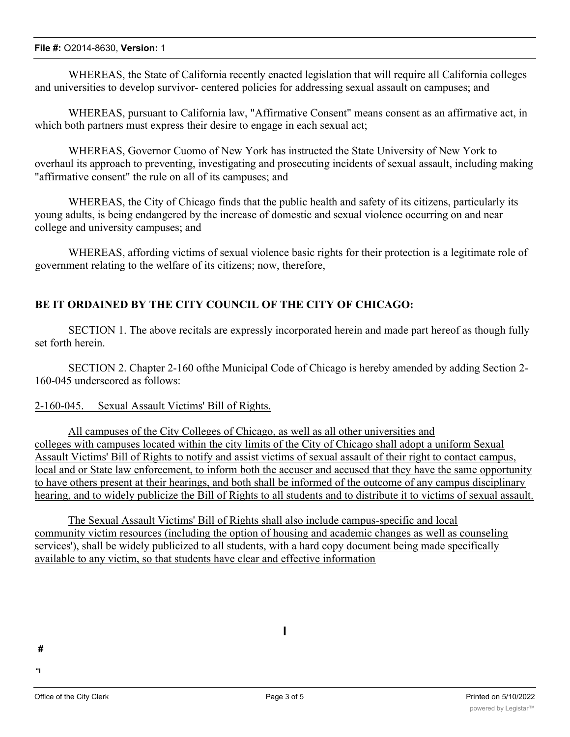WHEREAS, the State of California recently enacted legislation that will require all California colleges and universities to develop survivor- centered policies for addressing sexual assault on campuses; and

WHEREAS, pursuant to California law, "Affirmative Consent" means consent as an affirmative act, in which both partners must express their desire to engage in each sexual act;

WHEREAS, Governor Cuomo of New York has instructed the State University of New York to overhaul its approach to preventing, investigating and prosecuting incidents of sexual assault, including making "affirmative consent" the rule on all of its campuses; and

WHEREAS, the City of Chicago finds that the public health and safety of its citizens, particularly its young adults, is being endangered by the increase of domestic and sexual violence occurring on and near college and university campuses; and

WHEREAS, affording victims of sexual violence basic rights for their protection is a legitimate role of government relating to the welfare of its citizens; now, therefore,

**BE IT ORDAINED BY THE CITY COUNCIL OF THE CITY OF CHICAGO:**

SECTION 1. The above recitals are expressly incorporated herein and made part hereof as though fully set forth herein.

SECTION 2. Chapter 2-160 ofthe Municipal Code of Chicago is hereby amended by adding Section 2-160-045 underscored as follows:

<u>2-160-045. Sexual Assault Victims' Bill of Rights.</u>

<u>All campuses of the City Colleges of Chicago, as well as all other universities and colleges with campuses located within the city limits of the City of Chicago shall adopt a uniform Sexual Assault Victims' Bill of Rights to notify and assist victims of sexual assault of their right to contact campus, local and or State law enforcement, to inform both the accuser and accused that they have the same opportunity to have others present at their hearings, and both shall be informed of the outcome of any campus disciplinary hearing, and to widely publicize the Bill of Rights to all students and to distribute it to victims of sexual assault.</u>

<u>The Sexual Assault Victims' Bill of Rights shall also include campus-specific and local community victim resources (including the option of housing and academic changes as well as counseling services'), shall be widely publicized to all students, with a hard copy document being made specifically available to any victim, so that students have clear and effective information</u>

I

#

"I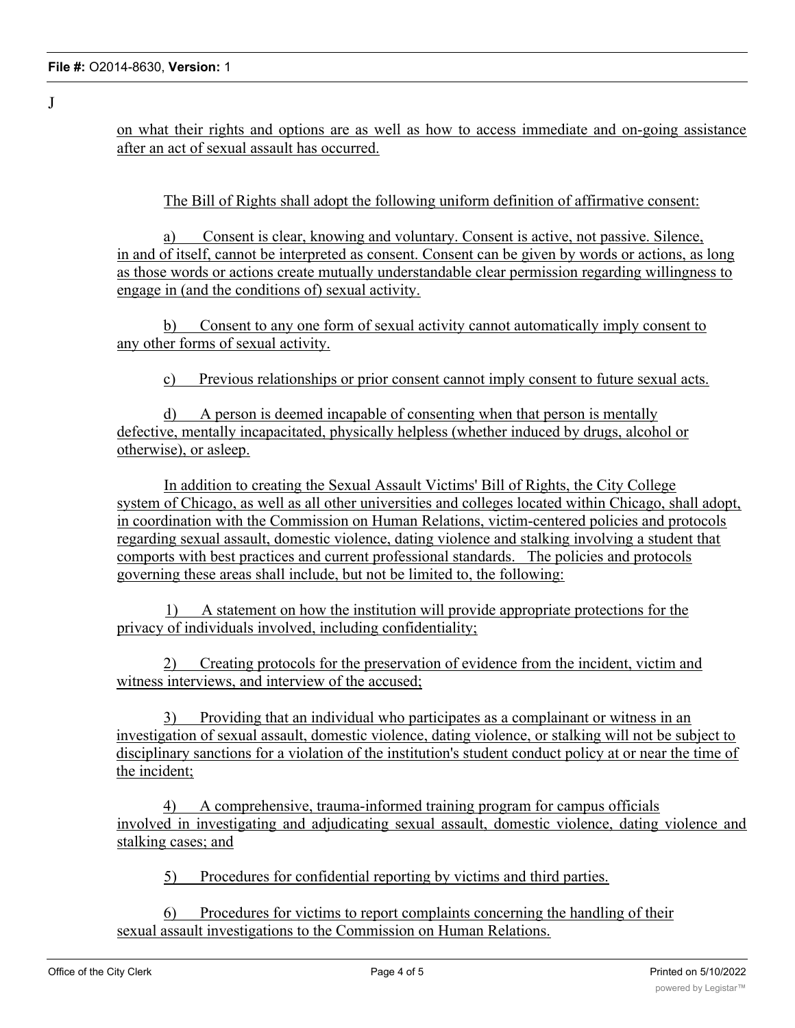J

on what their rights and options are as well as how to access immediate and on-going assistance after an act of sexual assault has occurred.

The Bill of Rights shall adopt the following uniform definition of affirmative consent:

a) Consent is clear, knowing and voluntary. Consent is active, not passive. Silence, in and of itself, cannot be interpreted as consent. Consent can be given by words or actions, as long as those words or actions create mutually understandable clear permission regarding willingness to engage in (and the conditions of) sexual activity.

b) Consent to any one form of sexual activity cannot automatically imply consent to any other forms of sexual activity.

c) Previous relationships or prior consent cannot imply consent to future sexual acts.

d) A person is deemed incapable of consenting when that person is mentally defective, mentally incapacitated, physically helpless (whether induced by drugs, alcohol or otherwise), or asleep.

In addition to creating the Sexual Assault Victims' Bill of Rights, the City College system of Chicago, as well as all other universities and colleges located within Chicago, shall adopt, in coordination with the Commission on Human Relations, victim-centered policies and protocols regarding sexual assault, domestic violence, dating violence and stalking involving a student that comports with best practices and current professional standards. The policies and protocols governing these areas shall include, but not be limited to, the following:

1) A statement on how the institution will provide appropriate protections for the privacy of individuals involved, including confidentiality;

2) Creating protocols for the preservation of evidence from the incident, victim and witness interviews, and interview of the accused;

3) Providing that an individual who participates as a complainant or witness in an investigation of sexual assault, domestic violence, dating violence, or stalking will not be subject to disciplinary sanctions for a violation of the institution's student conduct policy at or near the time of the incident;

4) A comprehensive, trauma-informed training program for campus officials involved in investigating and adjudicating sexual assault, domestic violence, dating violence and stalking cases; and

5) Procedures for confidential reporting by victims and third parties.

6) Procedures for victims to report complaints concerning the handling of their sexual assault investigations to the Commission on Human Relations.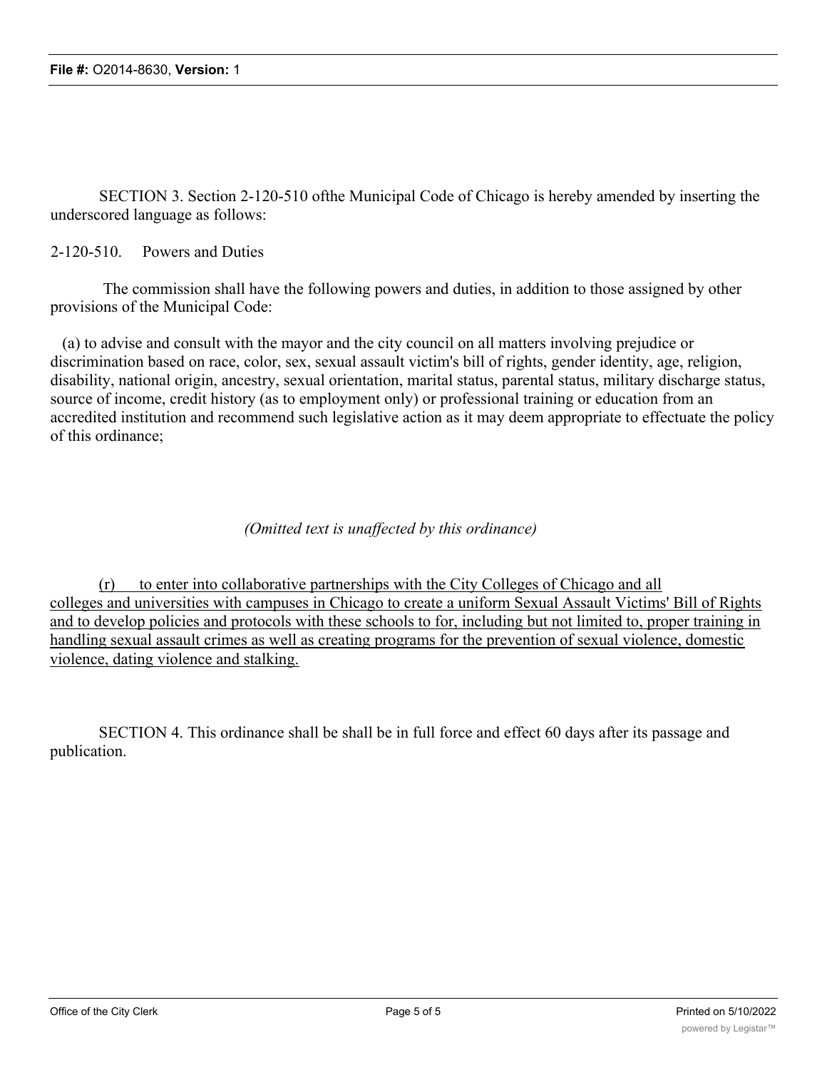SECTION 3. Section 2-120-510 ofthe Municipal Code of Chicago is hereby amended by inserting the underscored language as follows:

2-120-510. Powers and Duties

The commission shall have the following powers and duties, in addition to those assigned by other provisions of the Municipal Code:

(a) to advise and consult with the mayor and the city council on all matters involving prejudice or discrimination based on race, color, sex, sexual assault victim's bill of rights, gender identity, age, religion, disability, national origin, ancestry, sexual orientation, marital status, parental status, military discharge status, source of income, credit history (as to employment only) or professional training or education from an accredited institution and recommend such legislative action as it may deem appropriate to effectuate the policy of this ordinance;

*(Omitted text is unaffected by this ordinance)*

<u>(r) to enter into collaborative partnerships with the City Colleges of Chicago and all colleges and universities with campuses in Chicago to create a uniform Sexual Assault Victims' Bill of Rights and to develop policies and protocols with these schools to for, including but not limited to, proper training in handling sexual assault crimes as well as creating programs for the prevention of sexual violence, domestic violence, dating violence and stalking.</u>

SECTION 4. This ordinance shall be shall be in full force and effect 60 days after its passage and publication.